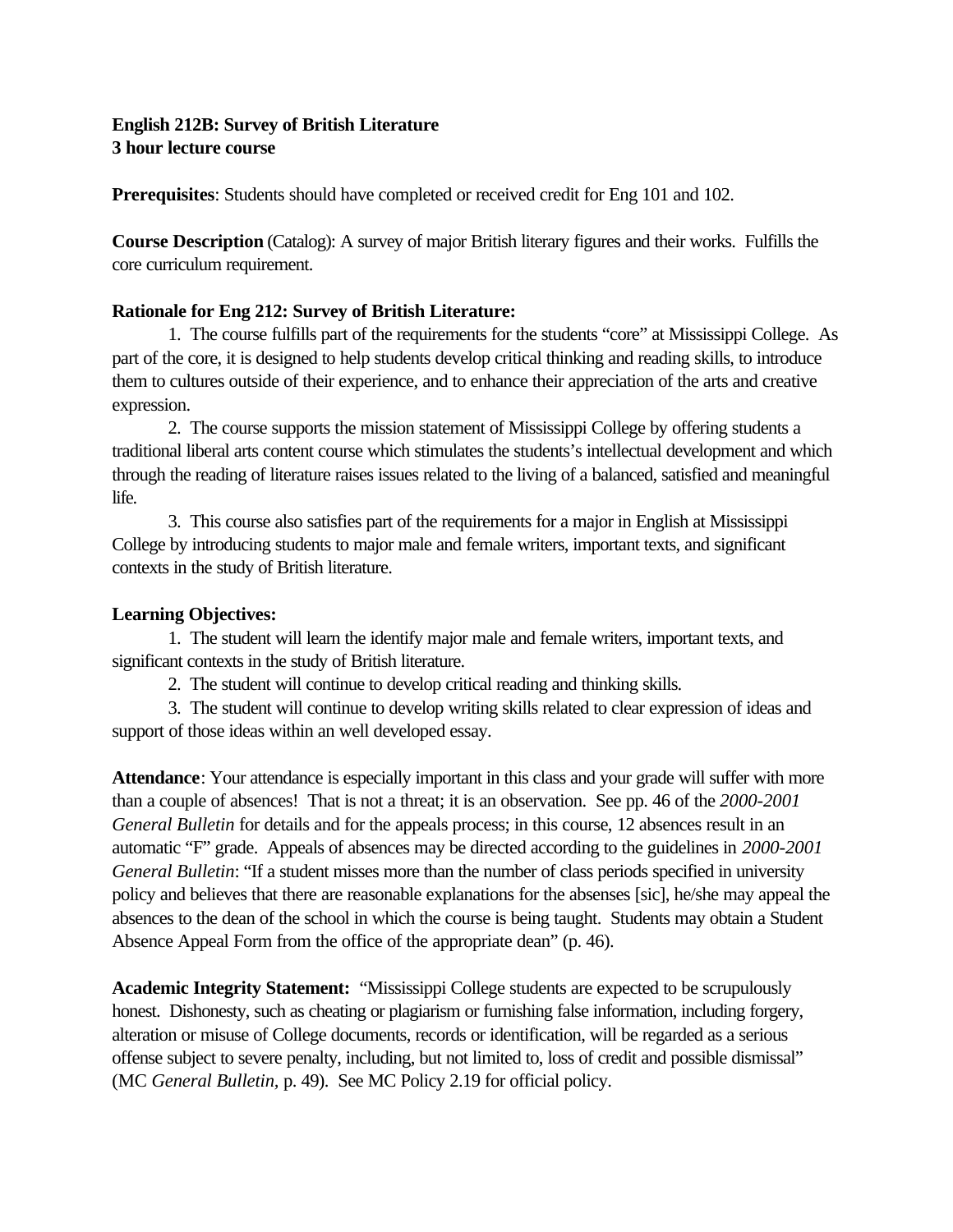**English 212B: Survey of British Literature**
**3 hour lecture course**

**Prerequisites**: Students should have completed or received credit for Eng 101 and 102.

**Course Description** (Catalog): A survey of major British literary figures and their works. Fulfills the core curriculum requirement.

**Rationale for Eng 212: Survey of British Literature:**

1. The course fulfills part of the requirements for the students "core" at Mississippi College. As part of the core, it is designed to help students develop critical thinking and reading skills, to introduce them to cultures outside of their experience, and to enhance their appreciation of the arts and creative expression.
2. The course supports the mission statement of Mississippi College by offering students a traditional liberal arts content course which stimulates the students's intellectual development and which through the reading of literature raises issues related to the living of a balanced, satisfied and meaningful life.
3. This course also satisfies part of the requirements for a major in English at Mississippi College by introducing students to major male and female writers, important texts, and significant contexts in the study of British literature.

**Learning Objectives:**

1. The student will learn the identify major male and female writers, important texts, and significant contexts in the study of British literature.
2. The student will continue to develop critical reading and thinking skills.
3. The student will continue to develop writing skills related to clear expression of ideas and support of those ideas within an well developed essay.

**Attendance**: Your attendance is especially important in this class and your grade will suffer with more than a couple of absences! That is not a threat; it is an observation. See pp. 46 of the *2000-2001 General Bulletin* for details and for the appeals process; in this course, 12 absences result in an automatic "F" grade. Appeals of absences may be directed according to the guidelines in *2000-2001 General Bulletin*: "If a student misses more than the number of class periods specified in university policy and believes that there are reasonable explanations for the absenses [sic], he/she may appeal the absences to the dean of the school in which the course is being taught. Students may obtain a Student Absence Appeal Form from the office of the appropriate dean" (p. 46).

**Academic Integrity Statement:** "Mississippi College students are expected to be scrupulously honest. Dishonesty, such as cheating or plagiarism or furnishing false information, including forgery, alteration or misuse of College documents, records or identification, will be regarded as a serious offense subject to severe penalty, including, but not limited to, loss of credit and possible dismissal" (MC *General Bulletin*, p. 49). See MC Policy 2.19 for official policy.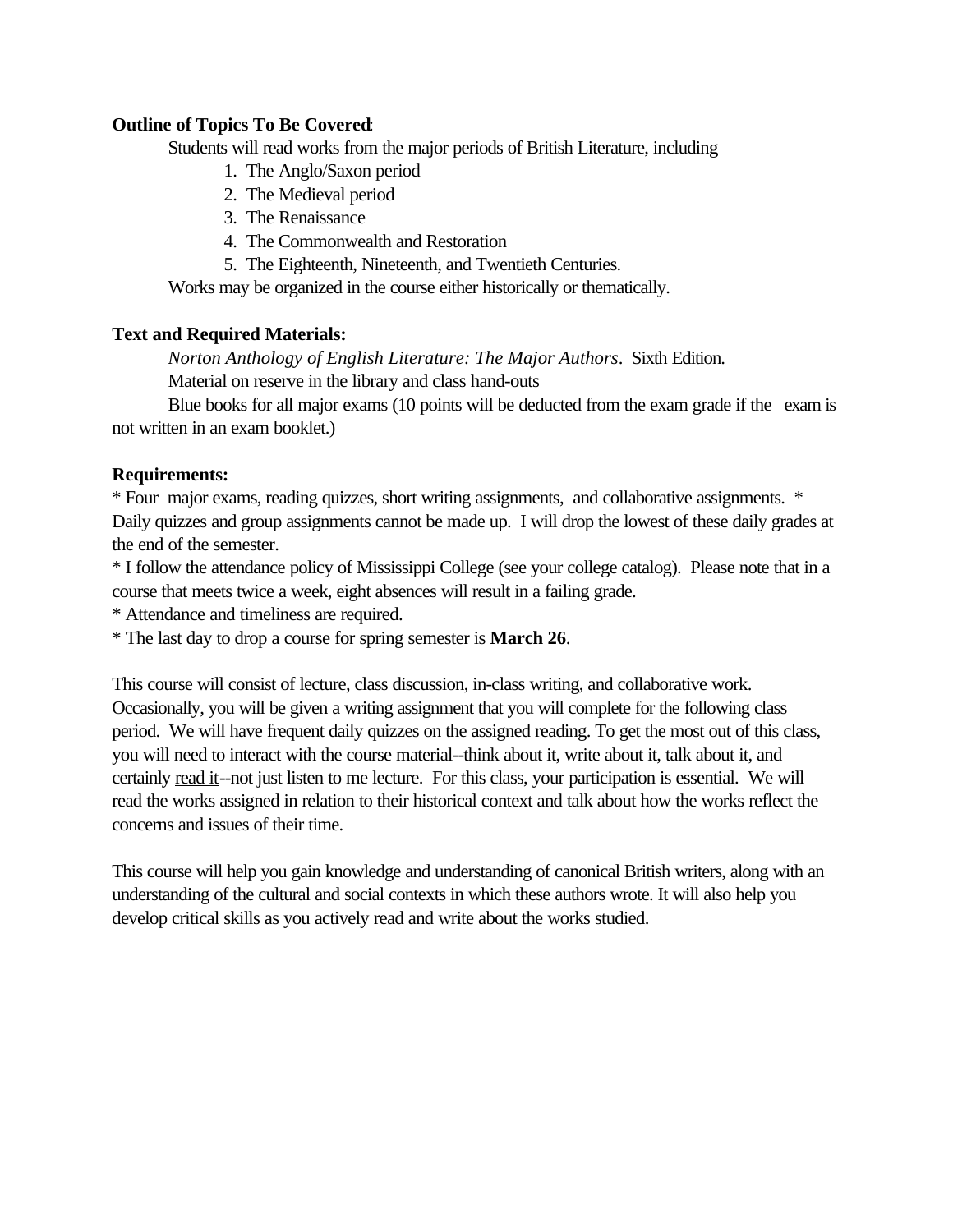**Outline of Topics To Be Covered**:

Students will read works from the major periods of British Literature, including

1. The Anglo/Saxon period
2. The Medieval period
3. The Renaissance
4. The Commonwealth and Restoration
5. The Eighteenth, Nineteenth, and Twentieth Centuries.

Works may be organized in the course either historically or thematically.

**Text and Required Materials:**

*Norton Anthology of English Literature: The Major Authors*. Sixth Edition.

Material on reserve in the library and class hand-outs

Blue books for all major exams (10 points will be deducted from the exam grade if the exam is not written in an exam booklet.)

**Requirements:**

* Four major exams, reading quizzes, short writing assignments, and collaborative assignments. * Daily quizzes and group assignments cannot be made up. I will drop the lowest of these daily grades at the end of the semester.

* I follow the attendance policy of Mississippi College (see your college catalog). Please note that in a course that meets twice a week, eight absences will result in a failing grade.

* Attendance and timeliness are required.

* The last day to drop a course for spring semester is **March 26**.

This course will consist of lecture, class discussion, in-class writing, and collaborative work. Occasionally, you will be given a writing assignment that you will complete for the following class period. We will have frequent daily quizzes on the assigned reading. To get the most out of this class, you will need to interact with the course material--think about it, write about it, talk about it, and certainly <u>read it</u>--not just listen to me lecture. For this class, your participation is essential. We will read the works assigned in relation to their historical context and talk about how the works reflect the concerns and issues of their time.

This course will help you gain knowledge and understanding of canonical British writers, along with an understanding of the cultural and social contexts in which these authors wrote. It will also help you develop critical skills as you actively read and write about the works studied.